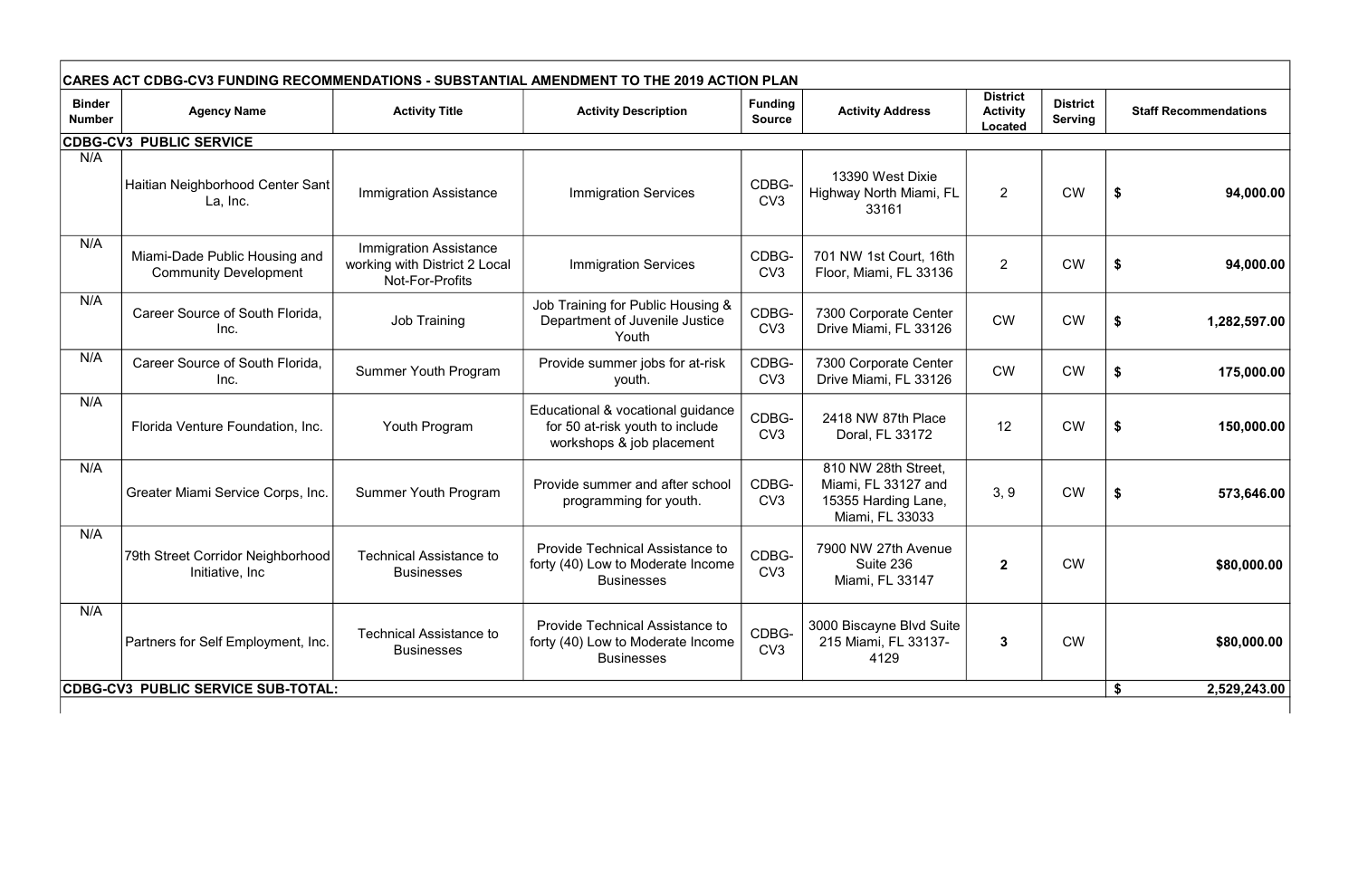## CARES ACT CDBG-CV3 FUNDING RECOMMENDATIONS - SUBSTANTIAL AMENDMENT TO THE 2019 ACTION PLAN

| Binder Number | Agency Name | Activity Title | Activity Description | Funding Source | Activity Address | District Activity Located | District Serving | Staff Recommendations |
|---|---|---|---|---|---|---|---|---|
| **CDBG-CV3 PUBLIC SERVICE** | | | | | | | | |
| N/A | Haitian Neighborhood Center Sant La, Inc. | Immigration Assistance | Immigration Services | CDBG-CV3 | 13390 West Dixie Highway North Miami, FL 33161 | 2 | CW | $ 94,000.00 |
| N/A | Miami-Dade Public Housing and Community Development | Immigration Assistance working with District 2 Local Not-For-Profits | Immigration Services | CDBG-CV3 | 701 NW 1st Court, 16th Floor, Miami, FL 33136 | 2 | CW | $ 94,000.00 |
| N/A | Career Source of South Florida, Inc. | Job Training | Job Training for Public Housing & Department of Juvenile Justice Youth | CDBG-CV3 | 7300 Corporate Center Drive Miami, FL 33126 | CW | CW | $ 1,282,597.00 |
| N/A | Career Source of South Florida, Inc. | Summer Youth Program | Provide summer jobs for at-risk youth. | CDBG-CV3 | 7300 Corporate Center Drive Miami, FL 33126 | CW | CW | $ 175,000.00 |
| N/A | Florida Venture Foundation, Inc. | Youth Program | Educational & vocational guidance for 50 at-risk youth to include workshops & job placement | CDBG-CV3 | 2418 NW 87th Place Doral, FL 33172 | 12 | CW | $ 150,000.00 |
| N/A | Greater Miami Service Corps, Inc. | Summer Youth Program | Provide summer and after school programming for youth. | CDBG-CV3 | 810 NW 28th Street, Miami, FL 33127 and 15355 Harding Lane, Miami, FL 33033 | 3, 9 | CW | $ 573,646.00 |
| N/A | 79th Street Corridor Neighborhood Initiative, Inc | Technical Assistance to Businesses | Provide Technical Assistance to forty (40) Low to Moderate Income Businesses | CDBG-CV3 | 7900 NW 27th Avenue Suite 236 Miami, FL 33147 | **2** | CW | **$80,000.00** |
| N/A | Partners for Self Employment, Inc. | Technical Assistance to Businesses | Provide Technical Assistance to forty (40) Low to Moderate Income Businesses | CDBG-CV3 | 3000 Biscayne Blvd Suite 215 Miami, FL 33137-4129 | **3** | CW | **$80,000.00** |
| **CDBG-CV3 PUBLIC SERVICE SUB-TOTAL:** | | | | | | | | **$ 2,529,243.00** |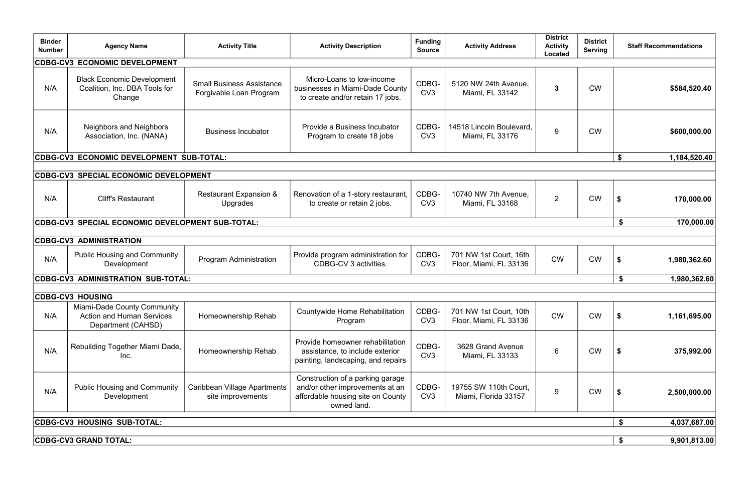| Binder Number | Agency Name | Activity Title | Activity Description | Funding Source | Activity Address | District Activity Located | District Serving | Staff Recommendations |
|---|---|---|---|---|---|---|---|---|
| **CDBG-CV3 ECONOMIC DEVELOPMENT** | | | | | | | | |
| N/A | Black Economic Development Coalition, Inc. DBA Tools for Change | Small Business Assistance Forgivable Loan Program | Micro-Loans to low-income businesses in Miami-Dade County to create and/or retain 17 jobs. | CDBG-CV3 | 5120 NW 24th Avenue, Miami, FL 33142 | **3** | CW | **$584,520.40** |
| N/A | Neighbors and Neighbors Association, Inc. (NANA) | Business Incubator | Provide a Business Incubator Program to create 18 jobs | CDBG-CV3 | 14518 Lincoln Boulevard, Miami, FL 33176 | 9 | CW | **$600,000.00** |
| **CDBG-CV3 ECONOMIC DEVELOPMENT SUB-TOTAL:** | | | | | | | | **$ 1,184,520.40** |
| **CDBG-CV3 SPECIAL ECONOMIC DEVELOPMENT** | | | | | | | | |
| N/A | Cliff's Restaurant | Restaurant Expansion & Upgrades | Renovation of a 1-story restaurant, to create or retain 2 jobs. | CDBG-CV3 | 10740 NW 7th Avenue, Miami, FL 33168 | 2 | CW | **$ 170,000.00** |
| **CDBG-CV3 SPECIAL ECONOMIC DEVELOPMENT SUB-TOTAL:** | | | | | | | | **$ 170,000.00** |
| **CDBG-CV3 ADMINISTRATION** | | | | | | | | |
| N/A | Public Housing and Community Development | Program Administration | Provide program administration for CDBG-CV 3 activities. | CDBG-CV3 | 701 NW 1st Court, 16th Floor, Miami, FL 33136 | CW | CW | **$ 1,980,362.60** |
| **CDBG-CV3 ADMINISTRATION SUB-TOTAL:** | | | | | | | | **$ 1,980,362.60** |
| **CDBG-CV3 HOUSING** | | | | | | | | |
| N/A | Miami-Dade County Community Action and Human Services Department (CAHSD) | Homeownership Rehab | Countywide Home Rehabilitation Program | CDBG-CV3 | 701 NW 1st Court, 10th Floor, Miami, FL 33136 | CW | CW | **$ 1,161,695.00** |
| N/A | Rebuilding Together Miami Dade, Inc. | Homeownership Rehab | Provide homeowner rehabilitation assistance, to include exterior painting, landscaping, and repairs | CDBG-CV3 | 3628 Grand Avenue Miami, FL 33133 | 6 | CW | **$ 375,992.00** |
| N/A | Public Housing and Community Development | Caribbean Village Apartments site improvements | Construction of a parking garage and/or other improvements at an affordable housing site on County owned land. | CDBG-CV3 | 19755 SW 110th Court, Miami, Florida 33157 | 9 | CW | **$ 2,500,000.00** |
| **CDBG-CV3 HOUSING SUB-TOTAL:** | | | | | | | | **$ 4,037,687.00** |
| **CDBG-CV3 GRAND TOTAL:** | | | | | | | | **$ 9,901,813.00** |